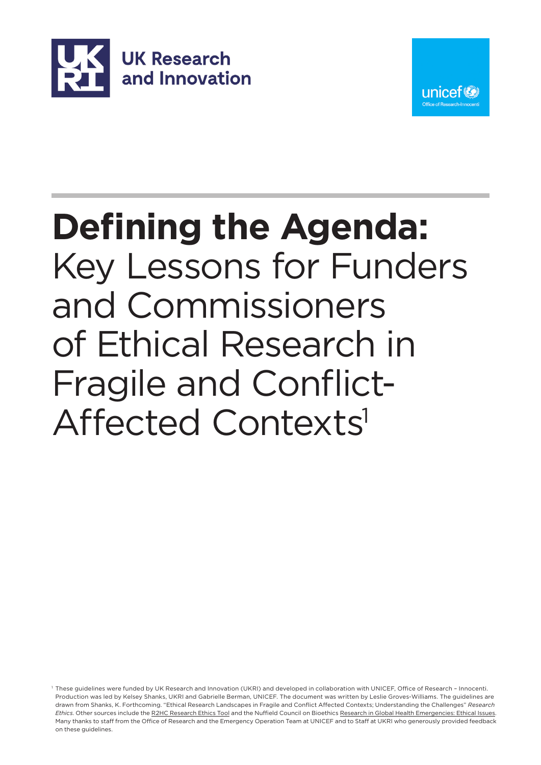UK Research and Innovation

unicef Office of Research-Innocenti

# **Defining the Agenda:** Key Lessons for Funders and Commissioners of Ethical Research in Fragile and Conflict-Affected Contexts[1]

[1] These guidelines were funded by UK Research and Innovation (UKRI) and developed in collaboration with UNICEF, Office of Research – Innocenti. Production was led by Kelsey Shanks, UKRI and Gabrielle Berman, UNICEF. The document was written by Leslie Groves-Williams. The guidelines are drawn from Shanks, K. Forthcoming. "Ethical Research Landscapes in Fragile and Conflict Affected Contexts; Understanding the Challenges" *Research Ethics*. Other sources include the R2HC Research Ethics Tool and the Nuffield Council on Bioethics Research in Global Health Emergencies: Ethical Issues. Many thanks to staff from the Office of Research and the Emergency Operation Team at UNICEF and to Staff at UKRI who generously provided feedback on these guidelines.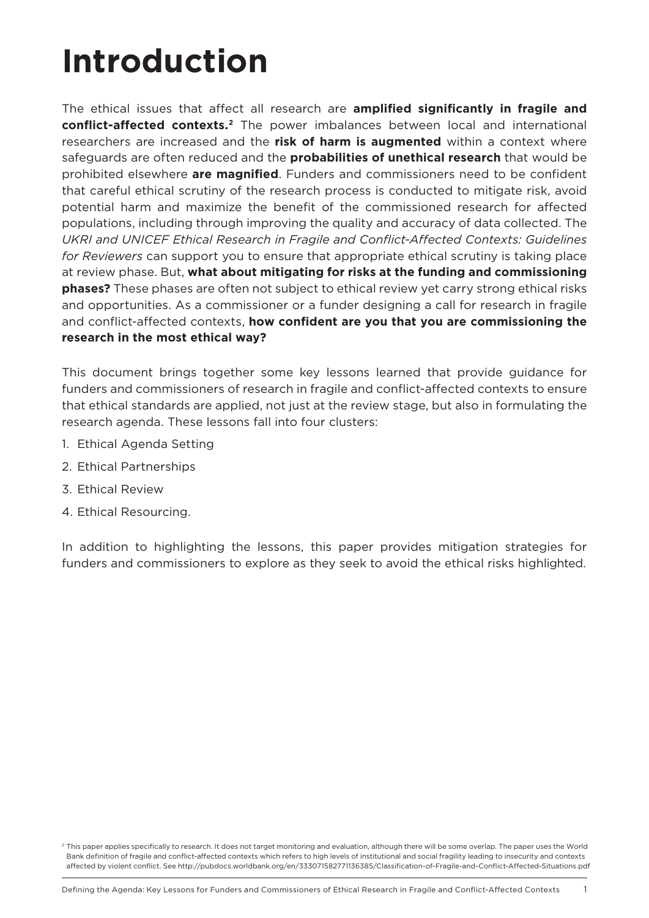# Introduction

The ethical issues that affect all research are **amplified significantly in fragile and conflict-affected contexts.**[2] The power imbalances between local and international researchers are increased and the **risk of harm is augmented** within a context where safeguards are often reduced and the **probabilities of unethical research** that would be prohibited elsewhere **are magnified**. Funders and commissioners need to be confident that careful ethical scrutiny of the research process is conducted to mitigate risk, avoid potential harm and maximize the benefit of the commissioned research for affected populations, including through improving the quality and accuracy of data collected. The *UKRI and UNICEF Ethical Research in Fragile and Conflict-Affected Contexts: Guidelines for Reviewers* can support you to ensure that appropriate ethical scrutiny is taking place at review phase. But, **what about mitigating for risks at the funding and commissioning phases?** These phases are often not subject to ethical review yet carry strong ethical risks and opportunities. As a commissioner or a funder designing a call for research in fragile and conflict-affected contexts, **how confident are you that you are commissioning the research in the most ethical way?**

This document brings together some key lessons learned that provide guidance for funders and commissioners of research in fragile and conflict-affected contexts to ensure that ethical standards are applied, not just at the review stage, but also in formulating the research agenda. These lessons fall into four clusters:

1. Ethical Agenda Setting
2. Ethical Partnerships
3. Ethical Review
4. Ethical Resourcing.

In addition to highlighting the lessons, this paper provides mitigation strategies for funders and commissioners to explore as they seek to avoid the ethical risks highlighted.

[2] This paper applies specifically to research. It does not target monitoring and evaluation, although there will be some overlap. The paper uses the World Bank definition of fragile and conflict-affected contexts which refers to high levels of institutional and social fragility leading to insecurity and contexts affected by violent conflict. See http://pubdocs.worldbank.org/en/333071582771136385/Classification-of-Fragile-and-Conflict-Affected-Situations.pdf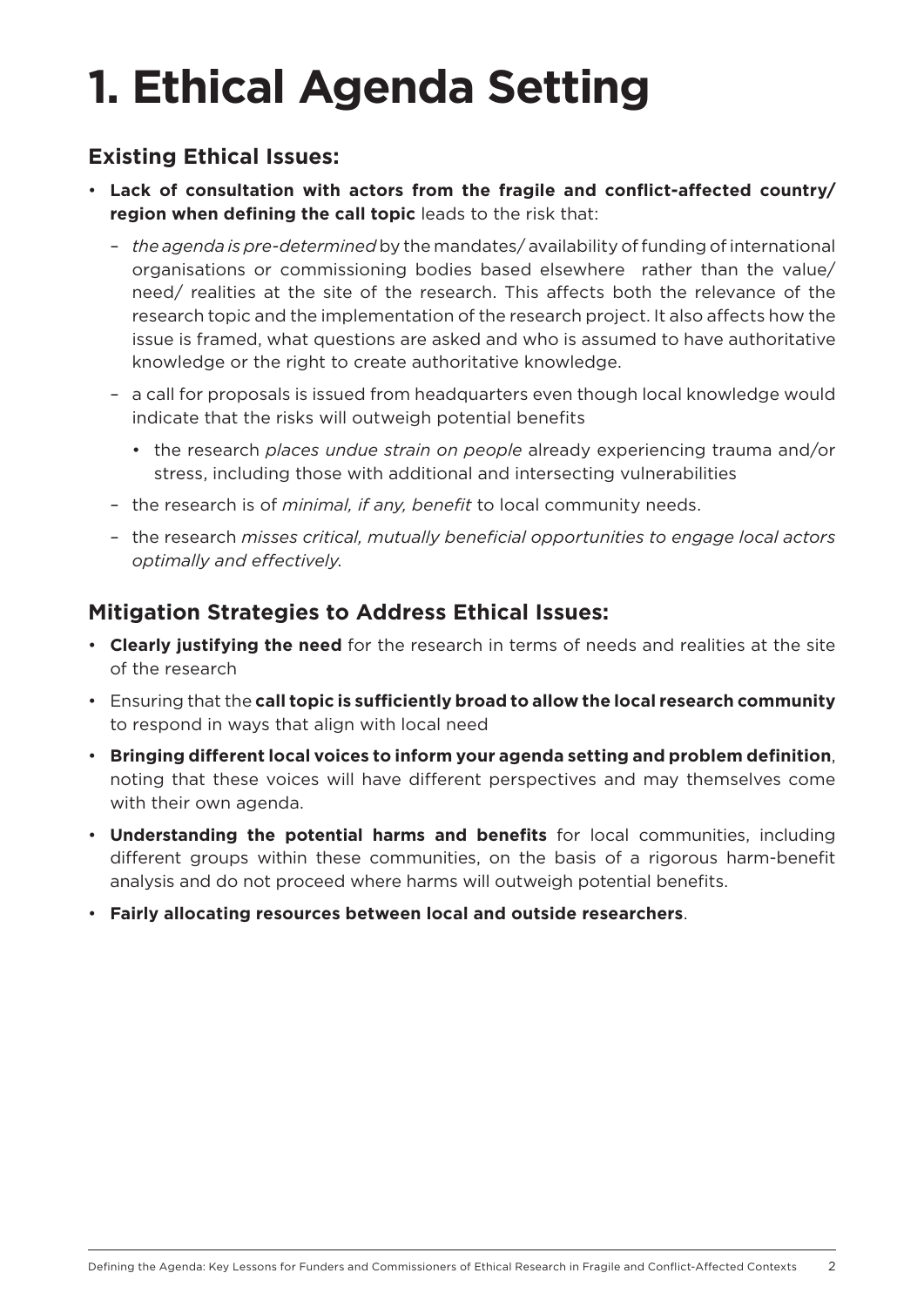# 1. Ethical Agenda Setting

## Existing Ethical Issues:

- **Lack of consultation with actors from the fragile and conflict-affected country/ region when defining the call topic** leads to the risk that:
  - *the agenda is pre-determined* by the mandates/ availability of funding of international organisations or commissioning bodies based elsewhere rather than the value/ need/ realities at the site of the research. This affects both the relevance of the research topic and the implementation of the research project. It also affects how the issue is framed, what questions are asked and who is assumed to have authoritative knowledge or the right to create authoritative knowledge.
  - a call for proposals is issued from headquarters even though local knowledge would indicate that the risks will outweigh potential benefits
    - the research *places undue strain on people* already experiencing trauma and/or stress, including those with additional and intersecting vulnerabilities
  - the research is of *minimal, if any, benefit* to local community needs.
  - the research *misses critical, mutually beneficial opportunities to engage local actors optimally and effectively.*

## Mitigation Strategies to Address Ethical Issues:

- **Clearly justifying the need** for the research in terms of needs and realities at the site of the research
- Ensuring that the **call topic is sufficiently broad to allow the local research community** to respond in ways that align with local need
- **Bringing different local voices to inform your agenda setting and problem definition**, noting that these voices will have different perspectives and may themselves come with their own agenda.
- **Understanding the potential harms and benefits** for local communities, including different groups within these communities, on the basis of a rigorous harm-benefit analysis and do not proceed where harms will outweigh potential benefits.
- **Fairly allocating resources between local and outside researchers**.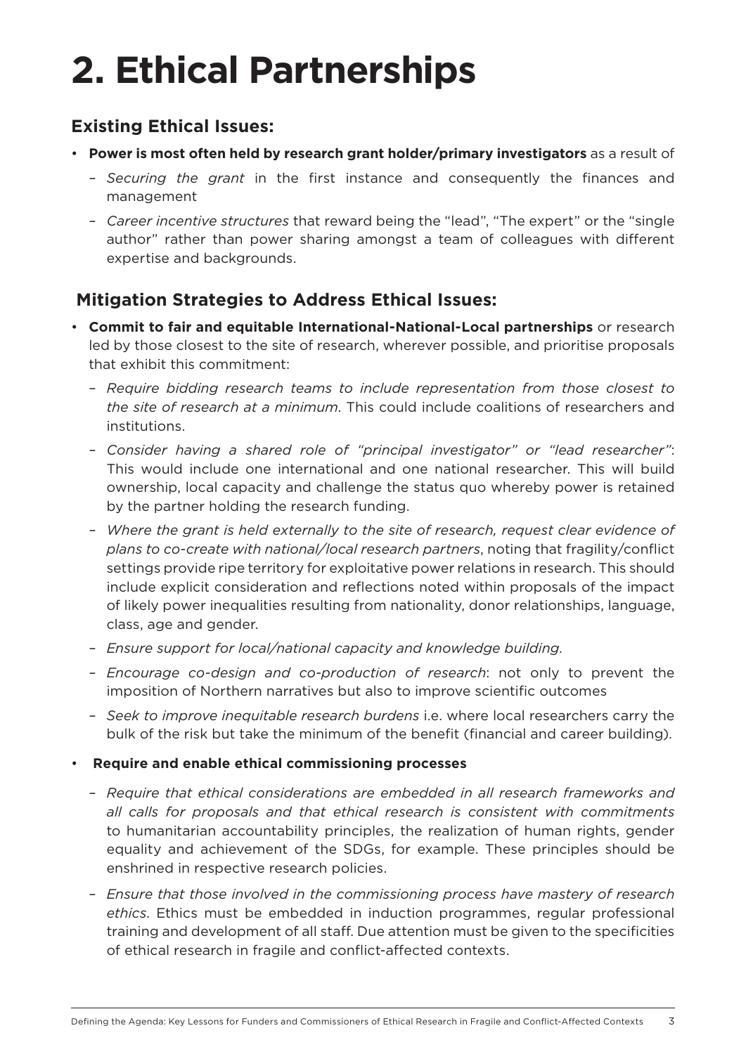# 2. Ethical Partnerships

## Existing Ethical Issues:

- **Power is most often held by research grant holder/primary investigators** as a result of
  - *Securing the grant* in the first instance and consequently the finances and management
  - *Career incentive structures* that reward being the "lead", "The expert" or the "single author" rather than power sharing amongst a team of colleagues with different expertise and backgrounds.

## Mitigation Strategies to Address Ethical Issues:

- **Commit to fair and equitable International-National-Local partnerships** or research led by those closest to the site of research, wherever possible, and prioritise proposals that exhibit this commitment:
  - *Require bidding research teams to include representation from those closest to the site of research at a minimum*. This could include coalitions of researchers and institutions.
  - *Consider having a shared role of "principal investigator" or "lead researcher"*: This would include one international and one national researcher. This will build ownership, local capacity and challenge the status quo whereby power is retained by the partner holding the research funding.
  - *Where the grant is held externally to the site of research, request clear evidence of plans to co-create with national/local research partners*, noting that fragility/conflict settings provide ripe territory for exploitative power relations in research. This should include explicit consideration and reflections noted within proposals of the impact of likely power inequalities resulting from nationality, donor relationships, language, class, age and gender.
  - *Ensure support for local/national capacity and knowledge building*.
  - *Encourage co-design and co-production of research*: not only to prevent the imposition of Northern narratives but also to improve scientific outcomes
  - *Seek to improve inequitable research burdens* i.e. where local researchers carry the bulk of the risk but take the minimum of the benefit (financial and career building).
- **Require and enable ethical commissioning processes**
  - *Require that ethical considerations are embedded in all research frameworks and all calls for proposals and that ethical research is consistent with commitments* to humanitarian accountability principles, the realization of human rights, gender equality and achievement of the SDGs, for example. These principles should be enshrined in respective research policies.
  - *Ensure that those involved in the commissioning process have mastery of research ethics*. Ethics must be embedded in induction programmes, regular professional training and development of all staff. Due attention must be given to the specificities of ethical research in fragile and conflict-affected contexts.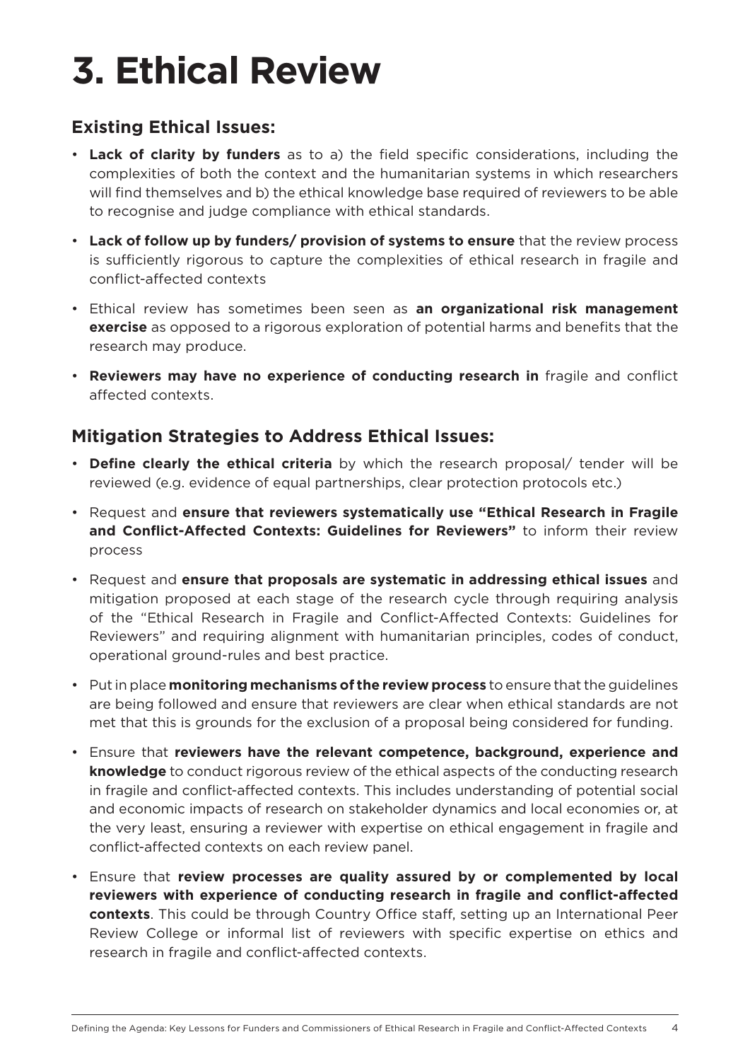# 3. Ethical Review

## Existing Ethical Issues:

- **Lack of clarity by funders** as to a) the field specific considerations, including the complexities of both the context and the humanitarian systems in which researchers will find themselves and b) the ethical knowledge base required of reviewers to be able to recognise and judge compliance with ethical standards.
- **Lack of follow up by funders/ provision of systems to ensure** that the review process is sufficiently rigorous to capture the complexities of ethical research in fragile and conflict-affected contexts
- Ethical review has sometimes been seen as **an organizational risk management exercise** as opposed to a rigorous exploration of potential harms and benefits that the research may produce.
- **Reviewers may have no experience of conducting research in** fragile and conflict affected contexts.

## Mitigation Strategies to Address Ethical Issues:

- **Define clearly the ethical criteria** by which the research proposal/ tender will be reviewed (e.g. evidence of equal partnerships, clear protection protocols etc.)
- Request and **ensure that reviewers systematically use "Ethical Research in Fragile and Conflict-Affected Contexts: Guidelines for Reviewers"** to inform their review process
- Request and **ensure that proposals are systematic in addressing ethical issues** and mitigation proposed at each stage of the research cycle through requiring analysis of the "Ethical Research in Fragile and Conflict-Affected Contexts: Guidelines for Reviewers" and requiring alignment with humanitarian principles, codes of conduct, operational ground-rules and best practice.
- Put in place **monitoring mechanisms of the review process** to ensure that the guidelines are being followed and ensure that reviewers are clear when ethical standards are not met that this is grounds for the exclusion of a proposal being considered for funding.
- Ensure that **reviewers have the relevant competence, background, experience and knowledge** to conduct rigorous review of the ethical aspects of the conducting research in fragile and conflict-affected contexts. This includes understanding of potential social and economic impacts of research on stakeholder dynamics and local economies or, at the very least, ensuring a reviewer with expertise on ethical engagement in fragile and conflict-affected contexts on each review panel.
- Ensure that **review processes are quality assured by or complemented by local reviewers with experience of conducting research in fragile and conflict-affected contexts**. This could be through Country Office staff, setting up an International Peer Review College or informal list of reviewers with specific expertise on ethics and research in fragile and conflict-affected contexts.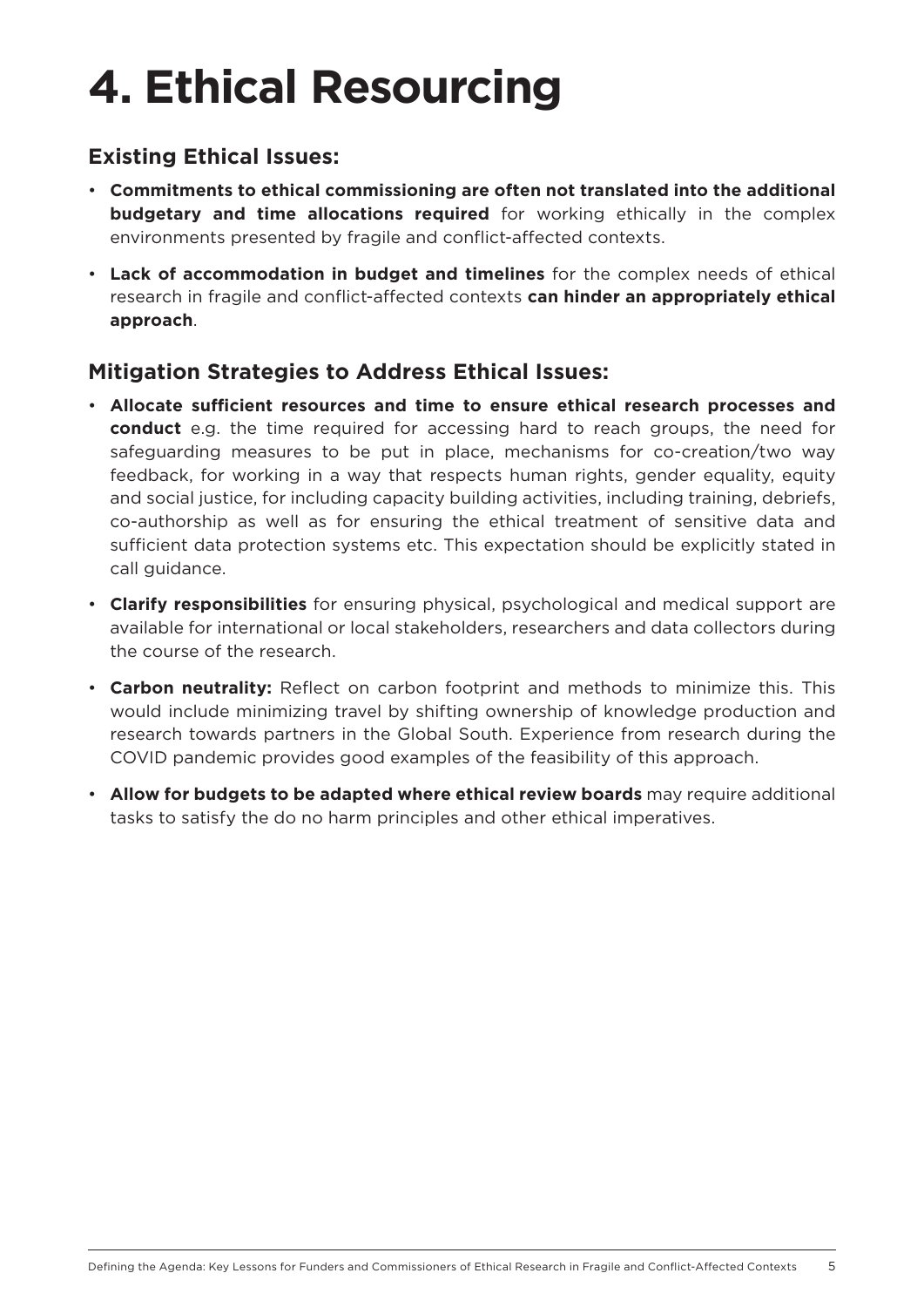# 4. Ethical Resourcing

## Existing Ethical Issues:

- **Commitments to ethical commissioning are often not translated into the additional budgetary and time allocations required** for working ethically in the complex environments presented by fragile and conflict-affected contexts.
- **Lack of accommodation in budget and timelines** for the complex needs of ethical research in fragile and conflict-affected contexts **can hinder an appropriately ethical approach**.

## Mitigation Strategies to Address Ethical Issues:

- **Allocate sufficient resources and time to ensure ethical research processes and conduct** e.g. the time required for accessing hard to reach groups, the need for safeguarding measures to be put in place, mechanisms for co-creation/two way feedback, for working in a way that respects human rights, gender equality, equity and social justice, for including capacity building activities, including training, debriefs, co-authorship as well as for ensuring the ethical treatment of sensitive data and sufficient data protection systems etc. This expectation should be explicitly stated in call guidance.
- **Clarify responsibilities** for ensuring physical, psychological and medical support are available for international or local stakeholders, researchers and data collectors during the course of the research.
- **Carbon neutrality:** Reflect on carbon footprint and methods to minimize this. This would include minimizing travel by shifting ownership of knowledge production and research towards partners in the Global South. Experience from research during the COVID pandemic provides good examples of the feasibility of this approach.
- **Allow for budgets to be adapted where ethical review boards** may require additional tasks to satisfy the do no harm principles and other ethical imperatives.